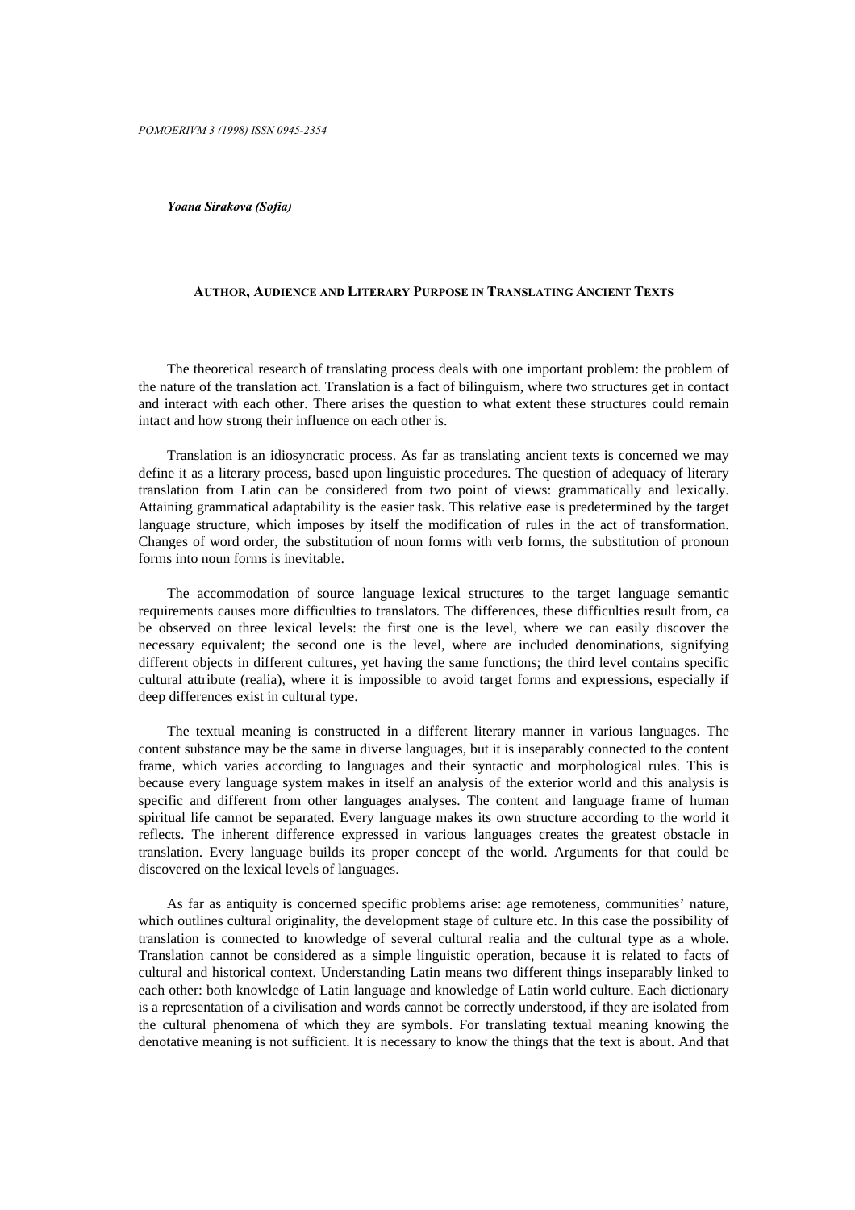*Yoana Sirakova (Sofia)*

# Author, Audience and Literary Purpose in Translating Ancient Texts

The theoretical research of translating process deals with one important problem: the problem of the nature of the translation act. Translation is a fact of bilinguism, where two structures get in contact and interact with each other. There arises the question to what extent these structures could remain intact and how strong their influence on each other is.

Translation is an idiosyncratic process. As far as translating ancient texts is concerned we may define it as a literary process, based upon linguistic procedures. The question of adequacy of literary translation from Latin can be considered from two point of views: grammatically and lexically. Attaining grammatical adaptability is the easier task. This relative ease is predetermined by the target language structure, which imposes by itself the modification of rules in the act of transformation. Changes of word order, the substitution of noun forms with verb forms, the substitution of pronoun forms into noun forms is inevitable.

The accommodation of source language lexical structures to the target language semantic requirements causes more difficulties to translators. The differences, these difficulties result from, ca be observed on three lexical levels: the first one is the level, where we can easily discover the necessary equivalent; the second one is the level, where are included denominations, signifying different objects in different cultures, yet having the same functions; the third level contains specific cultural attribute (realia), where it is impossible to avoid target forms and expressions, especially if deep differences exist in cultural type.

The textual meaning is constructed in a different literary manner in various languages. The content substance may be the same in diverse languages, but it is inseparably connected to the content frame, which varies according to languages and their syntactic and morphological rules. This is because every language system makes in itself an analysis of the exterior world and this analysis is specific and different from other languages analyses. The content and language frame of human spiritual life cannot be separated. Every language makes its own structure according to the world it reflects. The inherent difference expressed in various languages creates the greatest obstacle in translation. Every language builds its proper concept of the world. Arguments for that could be discovered on the lexical levels of languages.

As far as antiquity is concerned specific problems arise: age remoteness, communities' nature, which outlines cultural originality, the development stage of culture etc. In this case the possibility of translation is connected to knowledge of several cultural realia and the cultural type as a whole. Translation cannot be considered as a simple linguistic operation, because it is related to facts of cultural and historical context. Understanding Latin means two different things inseparably linked to each other: both knowledge of Latin language and knowledge of Latin world culture. Each dictionary is a representation of a civilisation and words cannot be correctly understood, if they are isolated from the cultural phenomena of which they are symbols. For translating textual meaning knowing the denotative meaning is not sufficient. It is necessary to know the things that the text is about. And that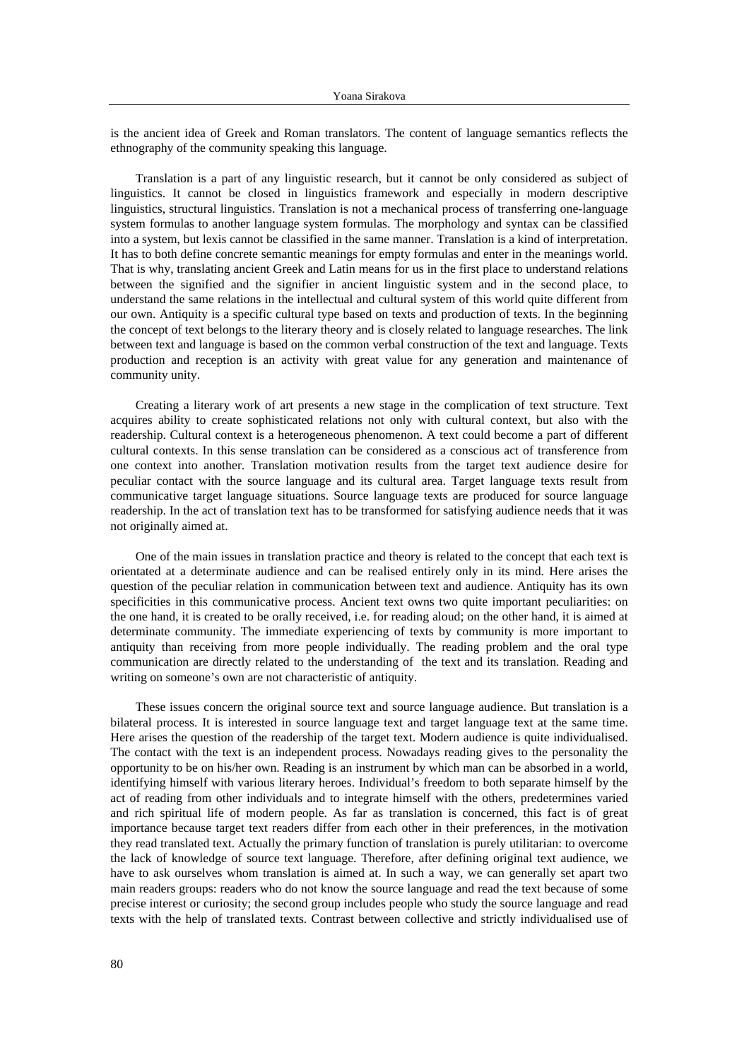is the ancient idea of Greek and Roman translators. The content of language semantics reflects the ethnography of the community speaking this language.

Translation is a part of any linguistic research, but it cannot be only considered as subject of linguistics. It cannot be closed in linguistics framework and especially in modern descriptive linguistics, structural linguistics. Translation is not a mechanical process of transferring one-language system formulas to another language system formulas. The morphology and syntax can be classified into a system, but lexis cannot be classified in the same manner. Translation is a kind of interpretation. It has to both define concrete semantic meanings for empty formulas and enter in the meanings world. That is why, translating ancient Greek and Latin means for us in the first place to understand relations between the signified and the signifier in ancient linguistic system and in the second place, to understand the same relations in the intellectual and cultural system of this world quite different from our own. Antiquity is a specific cultural type based on texts and production of texts. In the beginning the concept of text belongs to the literary theory and is closely related to language researches. The link between text and language is based on the common verbal construction of the text and language. Texts production and reception is an activity with great value for any generation and maintenance of community unity.

Creating a literary work of art presents a new stage in the complication of text structure. Text acquires ability to create sophisticated relations not only with cultural context, but also with the readership. Cultural context is a heterogeneous phenomenon. A text could become a part of different cultural contexts. In this sense translation can be considered as a conscious act of transference from one context into another. Translation motivation results from the target text audience desire for peculiar contact with the source language and its cultural area. Target language texts result from communicative target language situations. Source language texts are produced for source language readership. In the act of translation text has to be transformed for satisfying audience needs that it was not originally aimed at.

One of the main issues in translation practice and theory is related to the concept that each text is orientated at a determinate audience and can be realised entirely only in its mind. Here arises the question of the peculiar relation in communication between text and audience. Antiquity has its own specificities in this communicative process. Ancient text owns two quite important peculiarities: on the one hand, it is created to be orally received, i.e. for reading aloud; on the other hand, it is aimed at determinate community. The immediate experiencing of texts by community is more important to antiquity than receiving from more people individually. The reading problem and the oral type communication are directly related to the understanding of the text and its translation. Reading and writing on someone's own are not characteristic of antiquity.

These issues concern the original source text and source language audience. But translation is a bilateral process. It is interested in source language text and target language text at the same time. Here arises the question of the readership of the target text. Modern audience is quite individualised. The contact with the text is an independent process. Nowadays reading gives to the personality the opportunity to be on his/her own. Reading is an instrument by which man can be absorbed in a world, identifying himself with various literary heroes. Individual's freedom to both separate himself by the act of reading from other individuals and to integrate himself with the others, predetermines varied and rich spiritual life of modern people. As far as translation is concerned, this fact is of great importance because target text readers differ from each other in their preferences, in the motivation they read translated text. Actually the primary function of translation is purely utilitarian: to overcome the lack of knowledge of source text language. Therefore, after defining original text audience, we have to ask ourselves whom translation is aimed at. In such a way, we can generally set apart two main readers groups: readers who do not know the source language and read the text because of some precise interest or curiosity; the second group includes people who study the source language and read texts with the help of translated texts. Contrast between collective and strictly individualised use of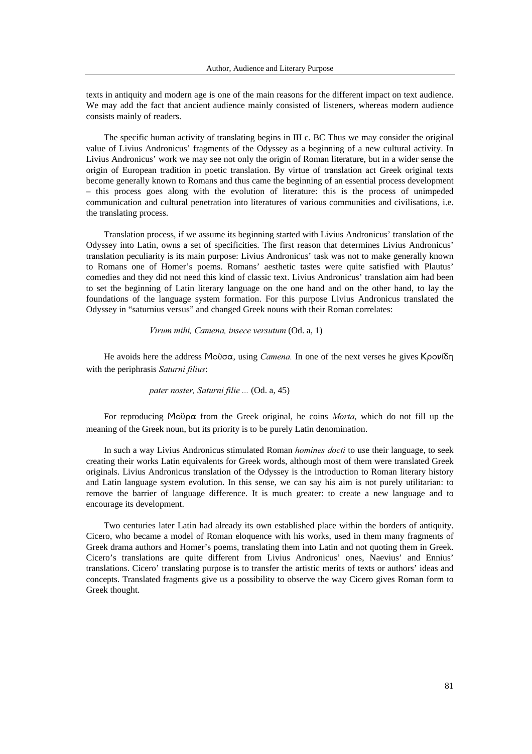texts in antiquity and modern age is one of the main reasons for the different impact on text audience. We may add the fact that ancient audience mainly consisted of listeners, whereas modern audience consists mainly of readers.

The specific human activity of translating begins in III c. BC Thus we may consider the original value of Livius Andronicus' fragments of the Odyssey as a beginning of a new cultural activity. In Livius Andronicus' work we may see not only the origin of Roman literature, but in a wider sense the origin of European tradition in poetic translation. By virtue of translation act Greek original texts become generally known to Romans and thus came the beginning of an essential process development – this process goes along with the evolution of literature: this is the process of unimpeded communication and cultural penetration into literatures of various communities and civilisations, i.e. the translating process.

Translation process, if we assume its beginning started with Livius Andronicus' translation of the Odyssey into Latin, owns a set of specificities. The first reason that determines Livius Andronicus' translation peculiarity is its main purpose: Livius Andronicus' task was not to make generally known to Romans one of Homer's poems. Romans' aesthetic tastes were quite satisfied with Plautus' comedies and they did not need this kind of classic text. Livius Andronicus' translation aim had been to set the beginning of Latin literary language on the one hand and on the other hand, to lay the foundations of the language system formation. For this purpose Livius Andronicus translated the Odyssey in "saturnius versus" and changed Greek nouns with their Roman correlates:

*Virum mihi, Camena, insece versutum* (Od. a, 1)

He avoids here the address Μοῦσα, using *Camena.* In one of the next verses he gives Κρονίδη with the periphrasis *Saturni filius*:

*pater noster, Saturni filie ...* (Od. a, 45)

For reproducing Μοῦρα from the Greek original, he coins *Morta*, which do not fill up the meaning of the Greek noun, but its priority is to be purely Latin denomination.

In such a way Livius Andronicus stimulated Roman *homines docti* to use their language, to seek creating their works Latin equivalents for Greek words, although most of them were translated Greek originals. Livius Andronicus translation of the Odyssey is the introduction to Roman literary history and Latin language system evolution. In this sense, we can say his aim is not purely utilitarian: to remove the barrier of language difference. It is much greater: to create a new language and to encourage its development.

Two centuries later Latin had already its own established place within the borders of antiquity. Cicero, who became a model of Roman eloquence with his works, used in them many fragments of Greek drama authors and Homer's poems, translating them into Latin and not quoting them in Greek. Cicero's translations are quite different from Livius Andronicus' ones, Naevius' and Ennius' translations. Cicero' translating purpose is to transfer the artistic merits of texts or authors' ideas and concepts. Translated fragments give us a possibility to observe the way Cicero gives Roman form to Greek thought.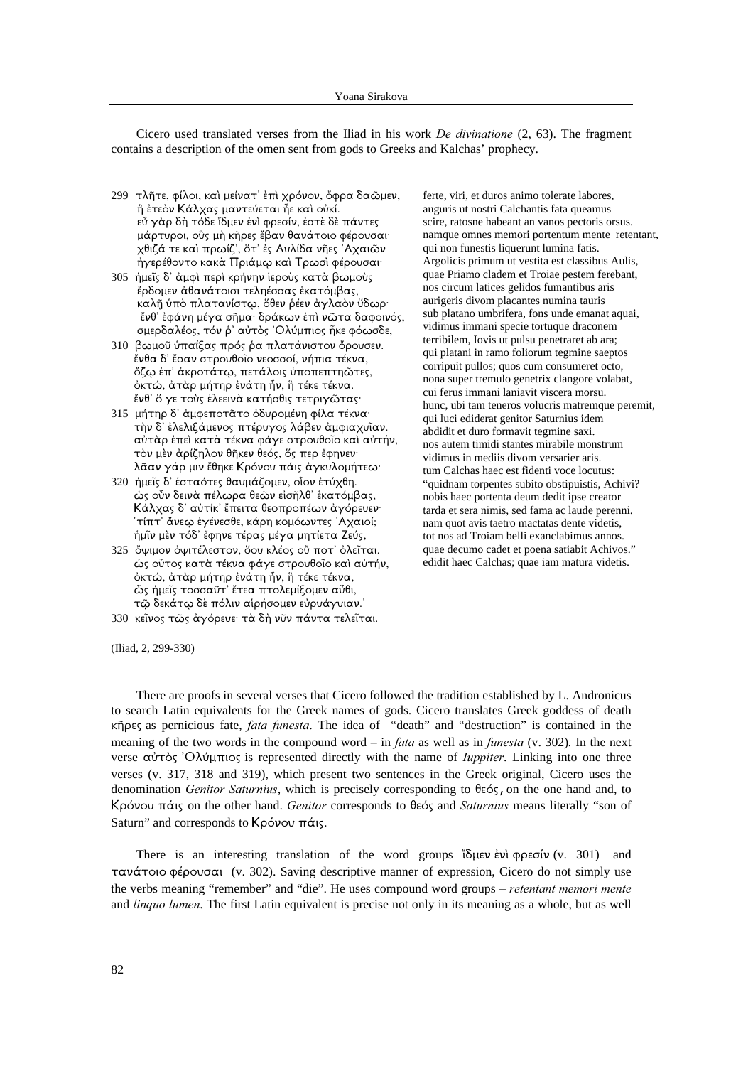Cicero used translated verses from the Iliad in his work *De divinatione* (2, 63). The fragment contains a description of the omen sent from gods to Greeks and Kalchas' prophecy.

| | |
|---|---|
| 299 τλῆτε, φίλοι, καὶ μείνατ' ἐπὶ χρόνον, ὄφρα δαῶμεν,<br>ἢ ἐτεὸν Κάλχας μαντεύεται ἦε καὶ οὐκί.<br>εὖ γὰρ δὴ τόδε ἴδμεν ἐνὶ φρεσίν, ἐστὲ δὲ πάντες<br>μάρτυροι, οὓς μὴ κῆρες ἔβαν θανάτοιο φέρουσαι·<br>χθιζά τε καὶ πρωΐζ', ὅτ' ἐς Αὐλίδα νῆες Ἀχαιῶν<br>ἠγερέθοντο κακὰ Πριάμῳ καὶ Τρωσὶ φέρουσαι·<br>305 ἡμεῖς δ' ἀμφὶ περὶ κρήνην ἱεροὺς κατὰ βωμοὺς<br>ἔρδομεν ἀθανάτοισι τεληέσσας ἑκατόμβας,<br>καλῇ ὑπὸ πλατανίστῳ, ὅθεν ῥέεν ἀγλαὸν ὕδωρ·<br>ἔνθ' ἐφάνη μέγα σῆμα· δράκων ἐπὶ νῶτα δαφοινός,<br>σμερδαλέος, τόν ῥ' αὐτὸς Ὀλύμπιος ἧκε φόωσδε,<br>310 βωμοῦ ὑπαΐξας πρός ῥα πλατάνιστον ὄρουσεν.<br>ἔνθα δ' ἔσαν στρουθοῖο νεοσσοί, νήπια τέκνα,<br>ὄζῳ ἐπ' ἀκροτάτῳ, πετάλοις ὑποπεπτηῶτες,<br>ὀκτώ, ἀτὰρ μήτηρ ἐνάτη ἦν, ἣ τέκε τέκνα.<br>ἔνθ' ὅ γε τοὺς ἐλεεινὰ κατήσθιε τετριγῶτας·<br>315 μήτηρ δ' ἀμφεποτᾶτο ὀδυρομένη φίλα τέκνα·<br>τὴν δ' ἐλελιξάμενος πτέρυγος λάβεν ἀμφιαχυῖαν.<br>αὐτὰρ ἐπεὶ κατὰ τέκνα φάγε στρουθοῖο καὶ αὐτήν,<br>τὸν μὲν ἀρίζηλον θῆκεν θεός, ὅς περ ἔφηνεν·<br>λᾶαν γάρ μιν ἔθηκε Κρόνου πάϊς ἀγκυλομήτεω·<br>320 ἡμεῖς δ' ἑσταότες θαυμάζομεν, οἷον ἐτύχθη.<br>ὡς οὖν δεινὰ πέλωρα θεῶν εἰσῆλθ' ἑκατόμβας,<br>Κάλχας δ' αὐτίκ' ἔπειτα θεοπροπέων ἀγόρευεν·<br>'τίπτ' ἄνεῳ ἐγένεσθε, κάρη κομόωντες Ἀχαιοί;<br>ἡμῖν μὲν τόδ' ἔφηνε τέρας μέγα μητίετα Ζεύς,<br>325 ὄψιμον ὀψιτέλεστον, ὅου κλέος οὔ ποτ' ὀλεῖται.<br>ὡς οὗτος κατὰ τέκνα φάγε στρουθοῖο καὶ αὐτήν,<br>ὀκτώ, ἀτὰρ μήτηρ ἐνάτη ἦν, ἣ τέκε τέκνα,<br>ὣς ἡμεῖς τοσσαῦτ' ἔτεα πτολεμίξομεν αὖθι,<br>τῷ δεκάτῳ δὲ πόλιν αἱρήσομεν εὐρυάγυιαν.'<br>330 κεῖνος τῶς ἀγόρευε· τὰ δὴ νῦν πάντα τελεῖται. | ferte, viri, et duros animo tolerate labores,<br>auguris ut nostri Calchantis fata queamus<br>scire, ratosne habeant an vanos pectoris orsus.<br>namque omnes memori portentum mente retentant,<br>qui non funestis liquerunt lumina fatis.<br>Argolicis primum ut vestita est classibus Aulis,<br>quae Priamo cladem et Troiae pestem ferebant,<br>nos circum latices gelidos fumantibus aris<br>aurigeris divom placantes numina tauris<br>sub platano umbrifera, fons unde emanat aquai,<br>vidimus immani specie tortuque draconem<br>terribilem, Iovis ut pulsu penetraret ab ara;<br>qui platani in ramo foliorum tegmine saeptos<br>corripuit pullos; quos cum consumeret octo,<br>nona super tremulo genetrix clangore volabat,<br>cui ferus immani laniavit viscera morsu.<br>hunc, ubi tam teneros volucris matremque peremit,<br>qui luci ediderat genitor Saturnius idem<br>abdidit et duro formavit tegmine saxi.<br>nos autem timidi stantes mirabile monstrum<br>vidimus in mediis divom versarier aris.<br>tum Calchas haec est fidenti voce locutus:<br>"quidnam torpentes subito obstipuistis, Achivi?<br>nobis haec portenta deum dedit ipse creator<br>tarda et sera nimis, sed fama ac laude perenni.<br>nam quot avis taetro mactatas dente videtis,<br>tot nos ad Troiam belli exanclabimus annos.<br>quae decumo cadet et poena satiabit Achivos."<br>edidit haec Calchas; quae iam matura videtis. |

(Iliad, 2, 299-330)

There are proofs in several verses that Cicero followed the tradition established by L. Andronicus to search Latin equivalents for the Greek names of gods. Cicero translates Greek goddess of death κῆρες as pernicious fate, *fata funesta*. The idea of "death" and "destruction" is contained in the meaning of the two words in the compound word – in *fata* as well as in *funesta* (v. 302). In the next verse αὐτὸς Ὀλύμπιος is represented directly with the name of *Iuppiter*. Linking into one three verses (v. 317, 318 and 319), which present two sentences in the Greek original, Cicero uses the denomination *Genitor Saturnius*, which is precisely corresponding to θεός, on the one hand and, to Κρόνου πάϊς on the other hand. *Genitor* corresponds to θεός and *Saturnius* means literally "son of Saturn" and corresponds to Κρόνου πάϊς.

There is an interesting translation of the word groups ἴδμεν ἐνὶ φρεσίν (v. 301) and τανάτοιο φέρουσαι (v. 302). Saving descriptive manner of expression, Cicero do not simply use the verbs meaning "remember" and "die". He uses compound word groups – *retentant memori mente* and *linquo lumen*. The first Latin equivalent is precise not only in its meaning as a whole, but as well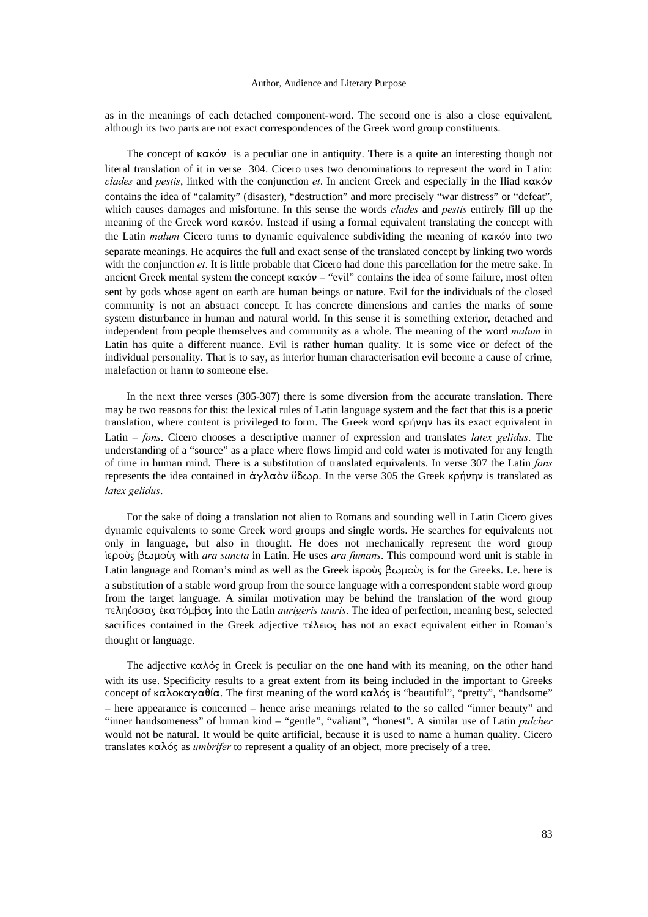as in the meanings of each detached component-word. The second one is also a close equivalent, although its two parts are not exact correspondences of the Greek word group constituents.

The concept of κακόν is a peculiar one in antiquity. There is a quite an interesting though not literal translation of it in verse 304. Cicero uses two denominations to represent the word in Latin: *clades* and *pestis*, linked with the conjunction *et*. In ancient Greek and especially in the Iliad κακόν contains the idea of "calamity" (disaster), "destruction" and more precisely "war distress" or "defeat", which causes damages and misfortune. In this sense the words *clades* and *pestis* entirely fill up the meaning of the Greek word κακόν. Instead if using a formal equivalent translating the concept with the Latin *malum* Cicero turns to dynamic equivalence subdividing the meaning of κακόν into two separate meanings. He acquires the full and exact sense of the translated concept by linking two words with the conjunction *et*. It is little probable that Cicero had done this parcellation for the metre sake. In ancient Greek mental system the concept κακόν – "evil" contains the idea of some failure, most often sent by gods whose agent on earth are human beings or nature. Evil for the individuals of the closed community is not an abstract concept. It has concrete dimensions and carries the marks of some system disturbance in human and natural world. In this sense it is something exterior, detached and independent from people themselves and community as a whole. The meaning of the word *malum* in Latin has quite a different nuance. Evil is rather human quality. It is some vice or defect of the individual personality. That is to say, as interior human characterisation evil become a cause of crime, malefaction or harm to someone else.

In the next three verses (305-307) there is some diversion from the accurate translation. There may be two reasons for this: the lexical rules of Latin language system and the fact that this is a poetic translation, where content is privileged to form. The Greek word κρήνην has its exact equivalent in Latin – *fons*. Cicero chooses a descriptive manner of expression and translates *latex gelidus*. The understanding of a "source" as a place where flows limpid and cold water is motivated for any length of time in human mind. There is a substitution of translated equivalents. In verse 307 the Latin *fons* represents the idea contained in ἀγλαὸν ὕδωρ. In the verse 305 the Greek κρήνην is translated as *latex gelidus*.

For the sake of doing a translation not alien to Romans and sounding well in Latin Cicero gives dynamic equivalents to some Greek word groups and single words. He searches for equivalents not only in language, but also in thought. He does not mechanically represent the word group ἱεροὺς βωμοὺς with *ara sancta* in Latin. He uses *ara fumans*. This compound word unit is stable in Latin language and Roman's mind as well as the Greek ἱεροὺς βωμοὺς is for the Greeks. I.e. here is a substitution of a stable word group from the source language with a correspondent stable word group from the target language. A similar motivation may be behind the translation of the word group τεληέσσας ἑκατόμβας into the Latin *aurigeris tauris*. The idea of perfection, meaning best, selected sacrifices contained in the Greek adjective τέλειος has not an exact equivalent either in Roman's thought or language.

The adjective καλός in Greek is peculiar on the one hand with its meaning, on the other hand with its use. Specificity results to a great extent from its being included in the important to Greeks concept of καλοκαγαθία. The first meaning of the word καλός is "beautiful", "pretty", "handsome" – here appearance is concerned – hence arise meanings related to the so called "inner beauty" and "inner handsomeness" of human kind – "gentle", "valiant", "honest". A similar use of Latin *pulcher* would not be natural. It would be quite artificial, because it is used to name a human quality. Cicero translates καλός as *umbrifer* to represent a quality of an object, more precisely of a tree.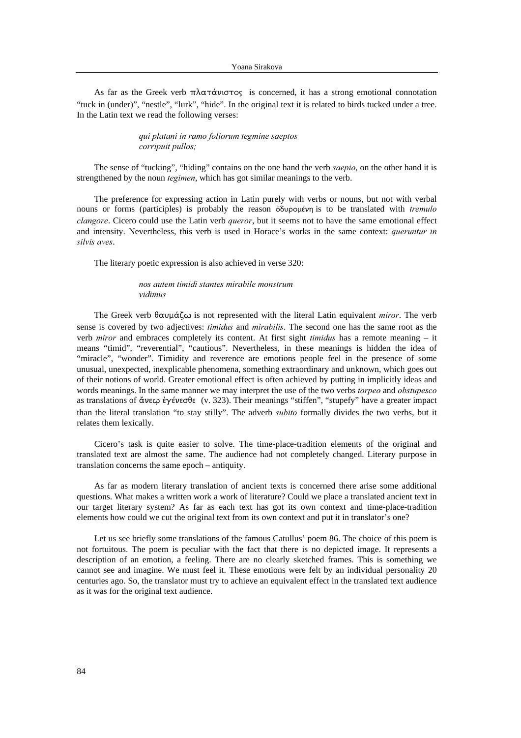As far as the Greek verb πλατάνιστος is concerned, it has a strong emotional connotation "tuck in (under)", "nestle", "lurk", "hide". In the original text it is related to birds tucked under a tree. In the Latin text we read the following verses:

> *qui platani in ramo foliorum tegmine saeptos*
> *corripuit pullos;*

The sense of "tucking", "hiding" contains on the one hand the verb *saepio*, on the other hand it is strengthened by the noun *tegimen*, which has got similar meanings to the verb.

The preference for expressing action in Latin purely with verbs or nouns, but not with verbal nouns or forms (participles) is probably the reason ὀδυρομένη is to be translated with *tremulo clangore*. Cicero could use the Latin verb *queror*, but it seems not to have the same emotional effect and intensity. Nevertheless, this verb is used in Horace's works in the same context: *queruntur in silvis aves*.

The literary poetic expression is also achieved in verse 320:

> *nos autem timidi stantes mirabile monstrum*
> *vidimus*

The Greek verb θαυμάζω is not represented with the literal Latin equivalent *miror*. The verb sense is covered by two adjectives: *timidus* and *mirabilis*. The second one has the same root as the verb *miror* and embraces completely its content. At first sight *timidus* has a remote meaning – it means "timid", "reverential", "cautious". Nevertheless, in these meanings is hidden the idea of "miracle", "wonder". Timidity and reverence are emotions people feel in the presence of some unusual, unexpected, inexplicable phenomena, something extraordinary and unknown, which goes out of their notions of world. Greater emotional effect is often achieved by putting in implicitly ideas and words meanings. In the same manner we may interpret the use of the two verbs *torpeo* and *obstupesco* as translations of ἄνεῳ ἐγένεσθε (v. 323). Their meanings "stiffen", "stupefy" have a greater impact than the literal translation "to stay stilly". The adverb *subito* formally divides the two verbs, but it relates them lexically.

Cicero's task is quite easier to solve. The time-place-tradition elements of the original and translated text are almost the same. The audience had not completely changed. Literary purpose in translation concerns the same epoch – antiquity.

As far as modern literary translation of ancient texts is concerned there arise some additional questions. What makes a written work a work of literature? Could we place a translated ancient text in our target literary system? As far as each text has got its own context and time-place-tradition elements how could we cut the original text from its own context and put it in translator's one?

Let us see briefly some translations of the famous Catullus' poem 86. The choice of this poem is not fortuitous. The poem is peculiar with the fact that there is no depicted image. It represents a description of an emotion, a feeling. There are no clearly sketched frames. This is something we cannot see and imagine. We must feel it. These emotions were felt by an individual personality 20 centuries ago. So, the translator must try to achieve an equivalent effect in the translated text audience as it was for the original text audience.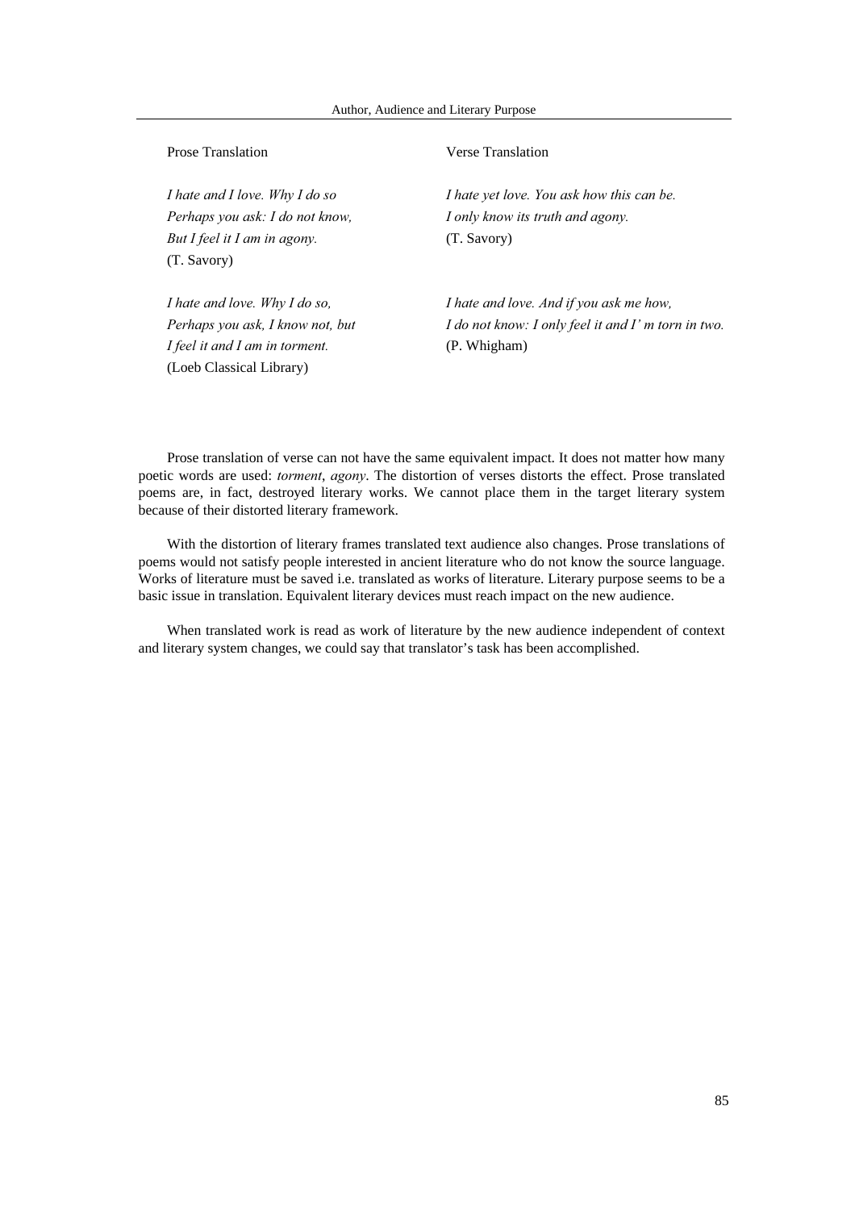| Prose Translation | Verse Translation |
| --- | --- |
| *I hate and I love. Why I do so*<br>*Perhaps you ask: I do not know,*<br>*But I feel it I am in agony.*<br>(T. Savory) | *I hate yet love. You ask how this can be.*<br>*I only know its truth and agony.*<br>(T. Savory) |
| *I hate and love. Why I do so,*<br>*Perhaps you ask, I know not, but*<br>*I feel it and I am in torment.*<br>(Loeb Classical Library) | *I hate and love. And if you ask me how,*<br>*I do not know: I only feel it and I' m torn in two.*<br>(P. Whigham) |

Prose translation of verse can not have the same equivalent impact. It does not matter how many poetic words are used: *torment*, *agony*. The distortion of verses distorts the effect. Prose translated poems are, in fact, destroyed literary works. We cannot place them in the target literary system because of their distorted literary framework.

With the distortion of literary frames translated text audience also changes. Prose translations of poems would not satisfy people interested in ancient literature who do not know the source language. Works of literature must be saved i.e. translated as works of literature. Literary purpose seems to be a basic issue in translation. Equivalent literary devices must reach impact on the new audience.

When translated work is read as work of literature by the new audience independent of context and literary system changes, we could say that translator's task has been accomplished.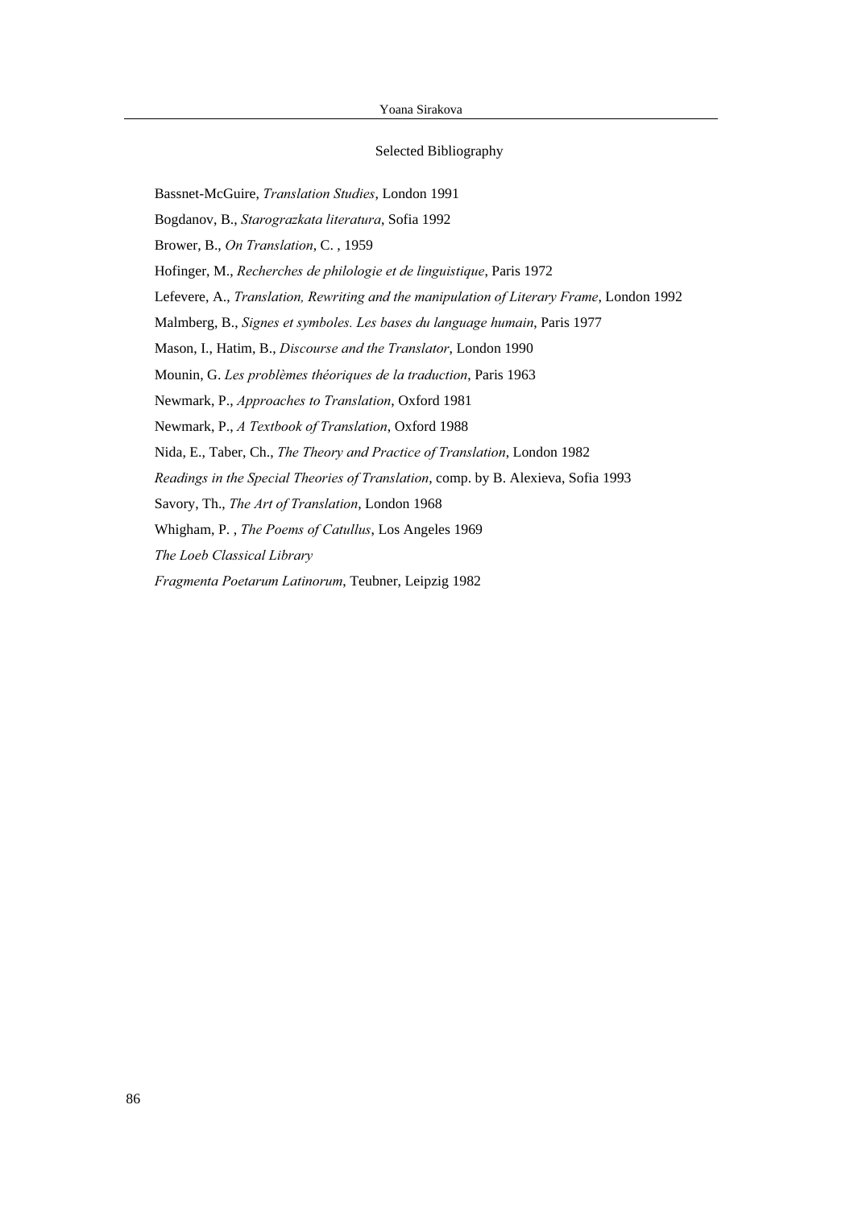## Selected Bibliography

Bassnet-McGuire, *Translation Studies*, London 1991

Bogdanov, B., *Starograzkata literatura*, Sofia 1992

Brower, B., *On Translation*, C. , 1959

Hofinger, M., *Recherches de philologie et de linguistique*, Paris 1972

Lefevere, A., *Translation, Rewriting and the manipulation of Literary Frame*, London 1992

Malmberg, B., *Signes et symboles. Les bases du language humain*, Paris 1977

Mason, I., Hatim, B., *Discourse and the Translator*, London 1990

Mounin, G. *Les problèmes théoriques de la traduction*, Paris 1963

Newmark, P., *Approaches to Translation*, Oxford 1981

Newmark, P., *A Textbook of Translation*, Oxford 1988

Nida, E., Taber, Ch., *The Theory and Practice of Translation*, London 1982

*Readings in the Special Theories of Translation*, comp. by B. Alexieva, Sofia 1993

Savory, Th., *The Art of Translation*, London 1968

Whigham, P. , *The Poems of Catullus*, Los Angeles 1969

*The Loeb Classical Library*

*Fragmenta Poetarum Latinorum*, Teubner, Leipzig 1982